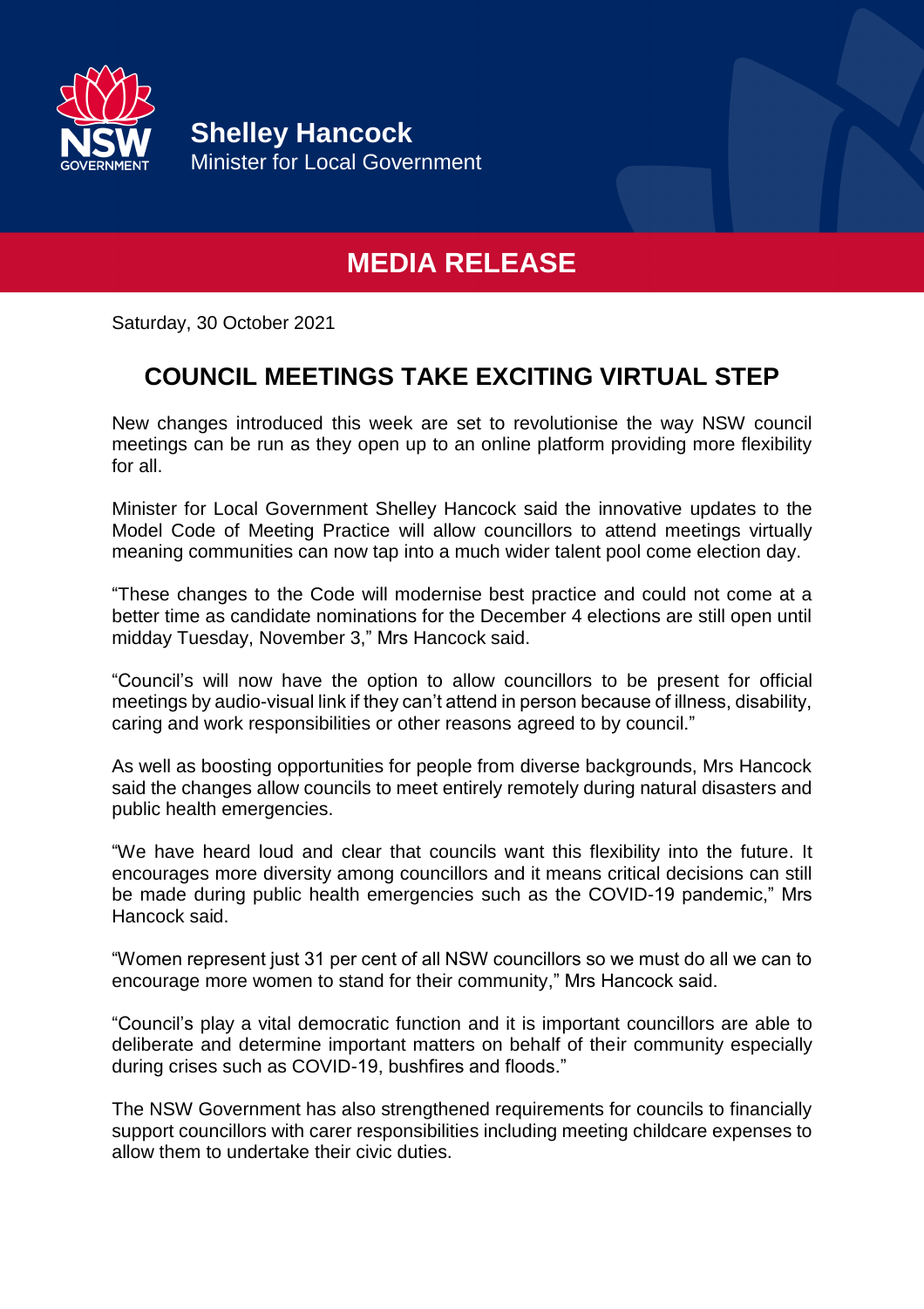**Shelley Hancock**
Minister for Local Government

# MEDIA RELEASE

Saturday, 30 October 2021

## COUNCIL MEETINGS TAKE EXCITING VIRTUAL STEP

New changes introduced this week are set to revolutionise the way NSW council meetings can be run as they open up to an online platform providing more flexibility for all.

Minister for Local Government Shelley Hancock said the innovative updates to the Model Code of Meeting Practice will allow councillors to attend meetings virtually meaning communities can now tap into a much wider talent pool come election day.

"These changes to the Code will modernise best practice and could not come at a better time as candidate nominations for the December 4 elections are still open until midday Tuesday, November 3," Mrs Hancock said.

"Council's will now have the option to allow councillors to be present for official meetings by audio-visual link if they can't attend in person because of illness, disability, caring and work responsibilities or other reasons agreed to by council."

As well as boosting opportunities for people from diverse backgrounds, Mrs Hancock said the changes allow councils to meet entirely remotely during natural disasters and public health emergencies.

"We have heard loud and clear that councils want this flexibility into the future. It encourages more diversity among councillors and it means critical decisions can still be made during public health emergencies such as the COVID-19 pandemic," Mrs Hancock said.

"Women represent just 31 per cent of all NSW councillors so we must do all we can to encourage more women to stand for their community," Mrs Hancock said.

"Council's play a vital democratic function and it is important councillors are able to deliberate and determine important matters on behalf of their community especially during crises such as COVID-19, bushfires and floods."

The NSW Government has also strengthened requirements for councils to financially support councillors with carer responsibilities including meeting childcare expenses to allow them to undertake their civic duties.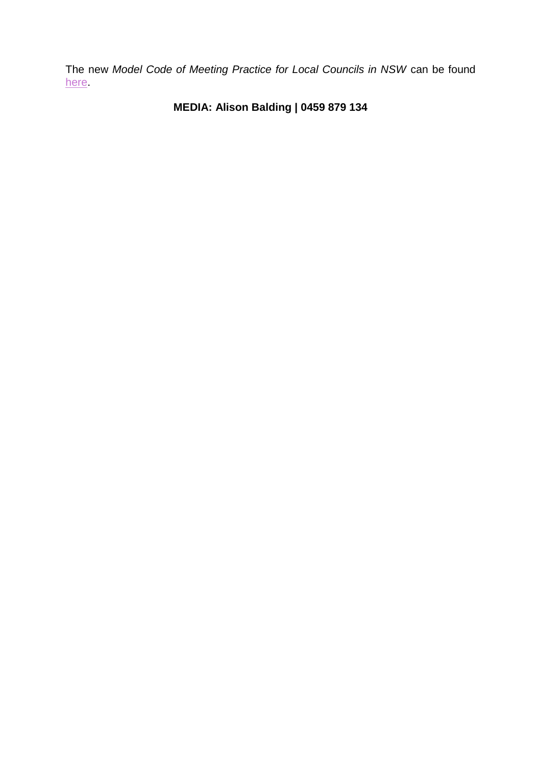The new *Model Code of Meeting Practice for Local Councils in NSW* can be found here.

**MEDIA: Alison Balding | 0459 879 134**